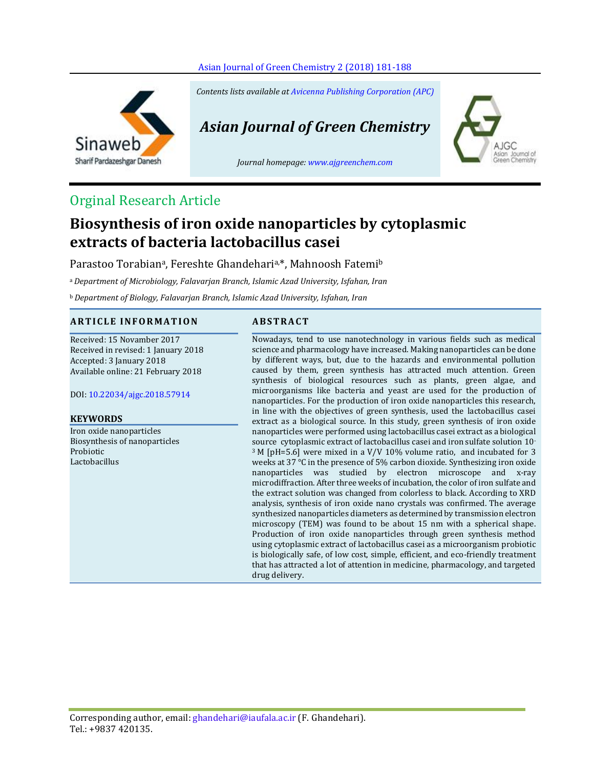Contents lists available at Avicenna Publishing Corporation (APC)

# Asian Journal of Green Chemistry

Journal homepage: www.ajgreenchem.com

Orginal Research Article

# Biosynthesis of iron oxide nanoparticles by cytoplasmic extracts of bacteria lactobacillus casei

Parastoo Torabian[a], Fereshte Ghandehari[a,*], Mahnoosh Fatemi[b]

[a] *Department of Microbiology, Falavarjan Branch, Islamic Azad University, Isfahan, Iran*

[b] *Department of Biology, Falavarjan Branch, Islamic Azad University, Isfahan, Iran*

## ARTICLE INFORMATION

Received: 15 Novamber 2017
Received in revised: 1 January 2018
Accepted: 3 January 2018
Available online: 21 February 2018

DOI: 10.22034/ajgc.2018.57914

## KEYWORDS

Iron oxide nanoparticles
Biosynthesis of nanoparticles
Probiotic
Lactobacillus

## ABSTRACT

Nowadays, tend to use nanotechnology in various fields such as medical science and pharmacology have increased. Making nanoparticles can be done by different ways, but, due to the hazards and environmental pollution caused by them, green synthesis has attracted much attention. Green synthesis of biological resources such as plants, green algae, and microorganisms like bacteria and yeast are used for the production of nanoparticles. For the production of iron oxide nanoparticles this research, in line with the objectives of green synthesis, used the lactobacillus casei extract as a biological source. In this study, green synthesis of iron oxide nanoparticles were performed using lactobacillus casei extract as a biological source cytoplasmic extract of lactobacillus casei and iron sulfate solution $10^{-3}$ M [pH=5.6] were mixed in a V/V 10% volume ratio, and incubated for 3 weeks at 37 °C in the presence of 5% carbon dioxide. Synthesizing iron oxide nanoparticles was studied by electron microscope and x-ray microdiffraction. After three weeks of incubation, the color of iron sulfate and the extract solution was changed from colorless to black. According to XRD analysis, synthesis of iron oxide nano crystals was confirmed. The average synthesized nanoparticles diameters as determined by transmission electron microscopy (TEM) was found to be about 15 nm with a spherical shape. Production of iron oxide nanoparticles through green synthesis method using cytoplasmic extract of lactobacillus casei as a microorganism probiotic is biologically safe, of low cost, simple, efficient, and eco-friendly treatment that has attracted a lot of attention in medicine, pharmacology, and targeted drug delivery.

Corresponding author, email: ghandehari@iaufala.ac.ir (F. Ghandehari).
Tel.: +9837 420135.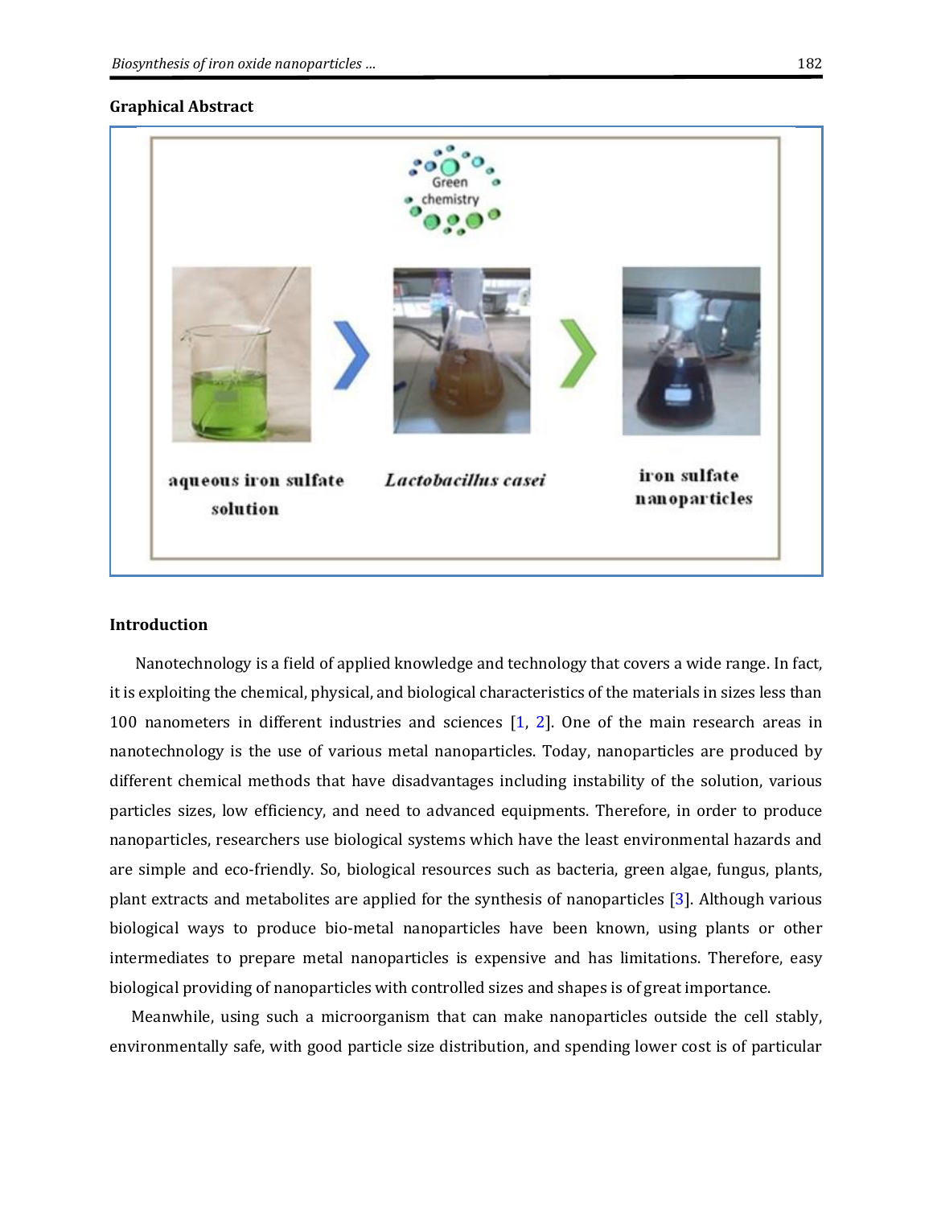**Graphical Abstract**

**Introduction**

Nanotechnology is a field of applied knowledge and technology that covers a wide range. In fact, it is exploiting the chemical, physical, and biological characteristics of the materials in sizes less than 100 nanometers in different industries and sciences [1, 2]. One of the main research areas in nanotechnology is the use of various metal nanoparticles. Today, nanoparticles are produced by different chemical methods that have disadvantages including instability of the solution, various particles sizes, low efficiency, and need to advanced equipments. Therefore, in order to produce nanoparticles, researchers use biological systems which have the least environmental hazards and are simple and eco-friendly. So, biological resources such as bacteria, green algae, fungus, plants, plant extracts and metabolites are applied for the synthesis of nanoparticles [3]. Although various biological ways to produce bio-metal nanoparticles have been known, using plants or other intermediates to prepare metal nanoparticles is expensive and has limitations. Therefore, easy biological providing of nanoparticles with controlled sizes and shapes is of great importance.

Meanwhile, using such a microorganism that can make nanoparticles outside the cell stably, environmentally safe, with good particle size distribution, and spending lower cost is of particular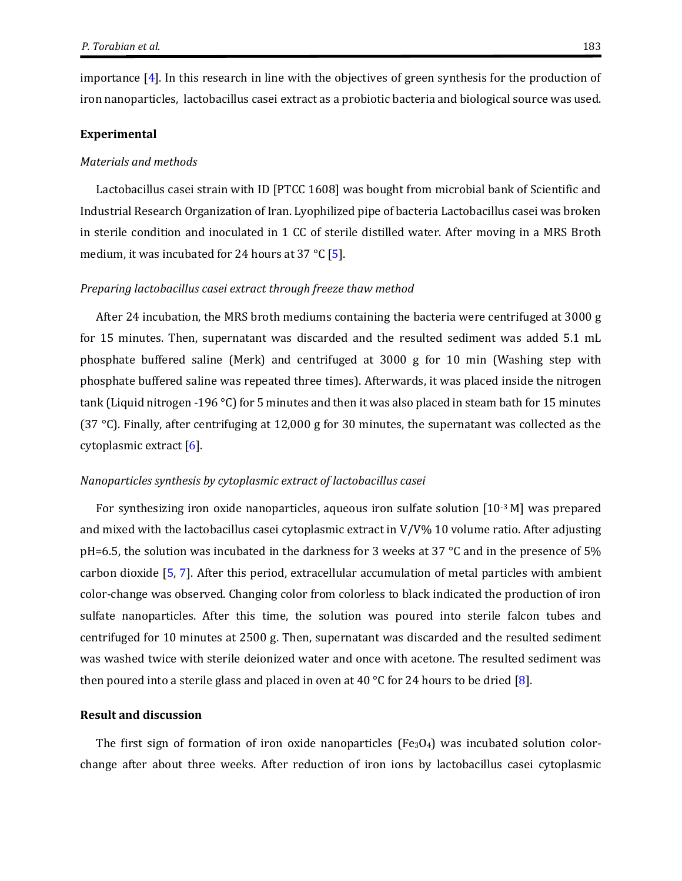importance [4]. In this research in line with the objectives of green synthesis for the production of iron nanoparticles, lactobacillus casei extract as a probiotic bacteria and biological source was used.

## Experimental

### *Materials and methods*

Lactobacillus casei strain with ID [PTCC 1608] was bought from microbial bank of Scientific and Industrial Research Organization of Iran. Lyophilized pipe of bacteria Lactobacillus casei was broken in sterile condition and inoculated in 1 CC of sterile distilled water. After moving in a MRS Broth medium, it was incubated for 24 hours at 37 °C [5].

### *Preparing lactobacillus casei extract through freeze thaw method*

After 24 incubation, the MRS broth mediums containing the bacteria were centrifuged at 3000 g for 15 minutes. Then, supernatant was discarded and the resulted sediment was added 5.1 mL phosphate buffered saline (Merk) and centrifuged at 3000 g for 10 min (Washing step with phosphate buffered saline was repeated three times). Afterwards, it was placed inside the nitrogen tank (Liquid nitrogen -196 °C) for 5 minutes and then it was also placed in steam bath for 15 minutes (37 °C). Finally, after centrifuging at 12,000 g for 30 minutes, the supernatant was collected as the cytoplasmic extract [6].

### *Nanoparticles synthesis by cytoplasmic extract of lactobacillus casei*

For synthesizing iron oxide nanoparticles, aqueous iron sulfate solution [$10^{-3}$ M] was prepared and mixed with the lactobacillus casei cytoplasmic extract in V/V% 10 volume ratio. After adjusting pH=6.5, the solution was incubated in the darkness for 3 weeks at 37 °C and in the presence of 5% carbon dioxide [5, 7]. After this period, extracellular accumulation of metal particles with ambient color-change was observed. Changing color from colorless to black indicated the production of iron sulfate nanoparticles. After this time, the solution was poured into sterile falcon tubes and centrifuged for 10 minutes at 2500 g. Then, supernatant was discarded and the resulted sediment was washed twice with sterile deionized water and once with acetone. The resulted sediment was then poured into a sterile glass and placed in oven at 40 °C for 24 hours to be dried [8].

## Result and discussion

The first sign of formation of iron oxide nanoparticles ($Fe_3O_4$) was incubated solution color-change after about three weeks. After reduction of iron ions by lactobacillus casei cytoplasmic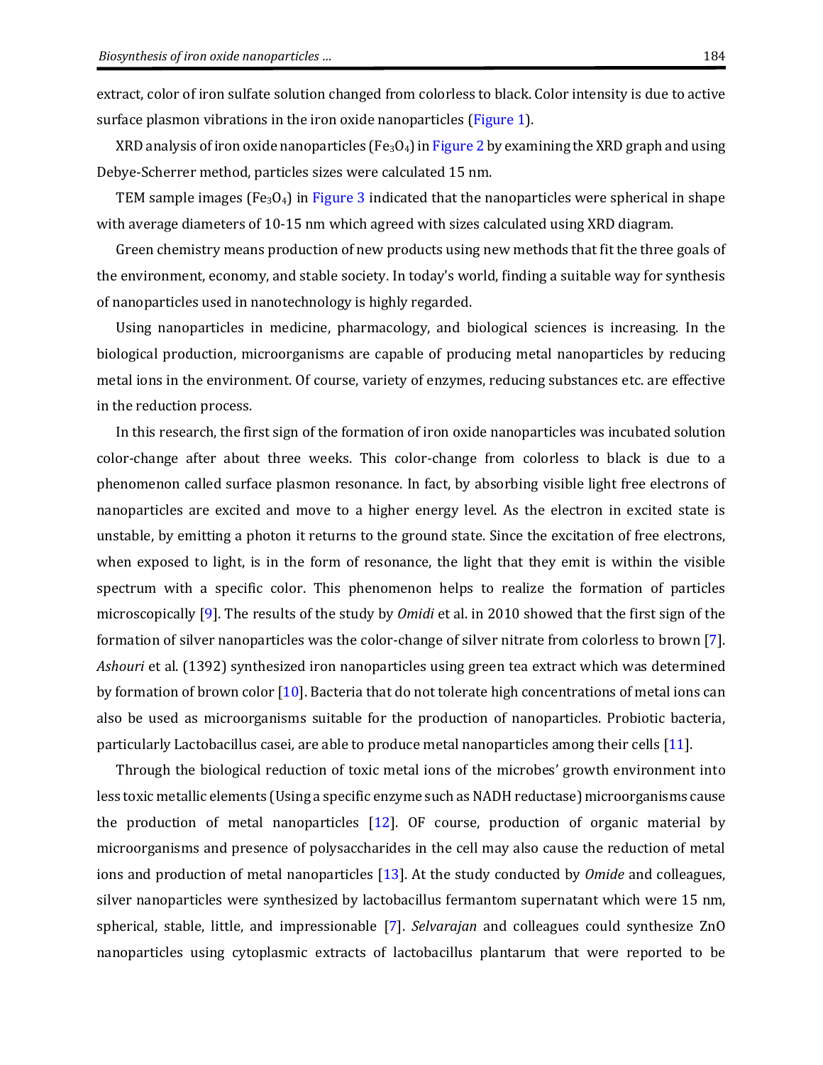extract, color of iron sulfate solution changed from colorless to black. Color intensity is due to active surface plasmon vibrations in the iron oxide nanoparticles (Figure 1).

XRD analysis of iron oxide nanoparticles ($Fe_3O_4$) in Figure 2 by examining the XRD graph and using Debye-Scherrer method, particles sizes were calculated 15 nm.

TEM sample images ($Fe_3O_4$) in Figure 3 indicated that the nanoparticles were spherical in shape with average diameters of 10-15 nm which agreed with sizes calculated using XRD diagram.

Green chemistry means production of new products using new methods that fit the three goals of the environment, economy, and stable society. In today's world, finding a suitable way for synthesis of nanoparticles used in nanotechnology is highly regarded.

Using nanoparticles in medicine, pharmacology, and biological sciences is increasing. In the biological production, microorganisms are capable of producing metal nanoparticles by reducing metal ions in the environment. Of course, variety of enzymes, reducing substances etc. are effective in the reduction process.

In this research, the first sign of the formation of iron oxide nanoparticles was incubated solution color-change after about three weeks. This color-change from colorless to black is due to a phenomenon called surface plasmon resonance. In fact, by absorbing visible light free electrons of nanoparticles are excited and move to a higher energy level. As the electron in excited state is unstable, by emitting a photon it returns to the ground state. Since the excitation of free electrons, when exposed to light, is in the form of resonance, the light that they emit is within the visible spectrum with a specific color. This phenomenon helps to realize the formation of particles microscopically [9]. The results of the study by *Omidi* et al. in 2010 showed that the first sign of the formation of silver nanoparticles was the color-change of silver nitrate from colorless to brown [7]. *Ashouri* et al. (1392) synthesized iron nanoparticles using green tea extract which was determined by formation of brown color [10]. Bacteria that do not tolerate high concentrations of metal ions can also be used as microorganisms suitable for the production of nanoparticles. Probiotic bacteria, particularly Lactobacillus casei*,* are able to produce metal nanoparticles among their cells [11].

Through the biological reduction of toxic metal ions of the microbes' growth environment into less toxic metallic elements (Using a specific enzyme such as NADH reductase) microorganisms cause the production of metal nanoparticles [12]. OF course, production of organic material by microorganisms and presence of polysaccharides in the cell may also cause the reduction of metal ions and production of metal nanoparticles [13]. At the study conducted by *Omide* and colleagues, silver nanoparticles were synthesized by lactobacillus fermantom supernatant which were 15 nm, spherical, stable, little, and impressionable [7]. *Selvarajan* and colleagues could synthesize ZnO nanoparticles using cytoplasmic extracts of lactobacillus plantarum that were reported to be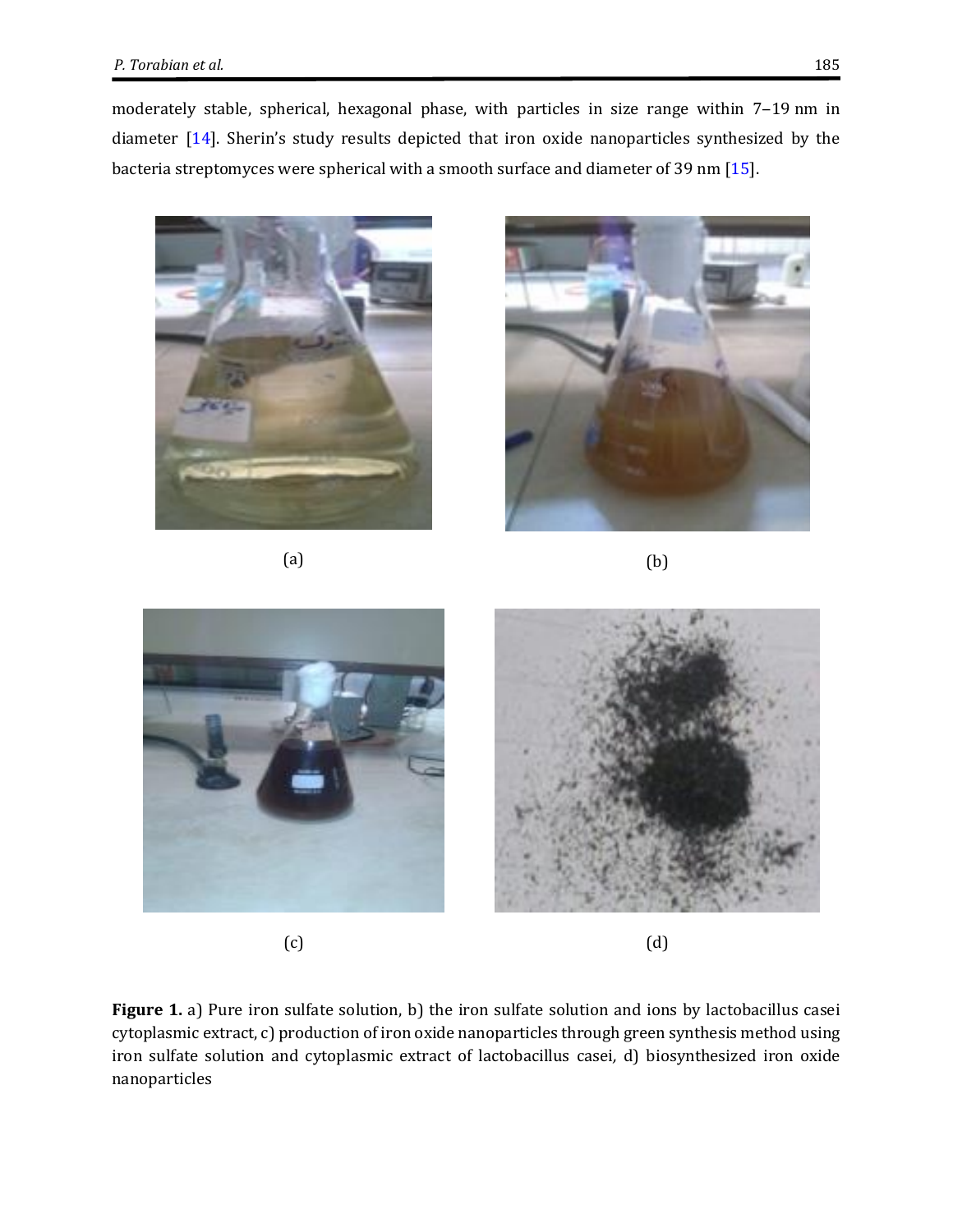moderately stable, spherical, hexagonal phase, with particles in size range within 7–19 nm in diameter [14]. Sherin's study results depicted that iron oxide nanoparticles synthesized by the bacteria streptomyces were spherical with a smooth surface and diameter of 39 nm [15].

(a)

(b)

(c)

(d)

**Figure 1.** a) Pure iron sulfate solution, b) the iron sulfate solution and ions by lactobacillus casei cytoplasmic extract, c) production of iron oxide nanoparticles through green synthesis method using iron sulfate solution and cytoplasmic extract of lactobacillus casei, d) biosynthesized iron oxide nanoparticles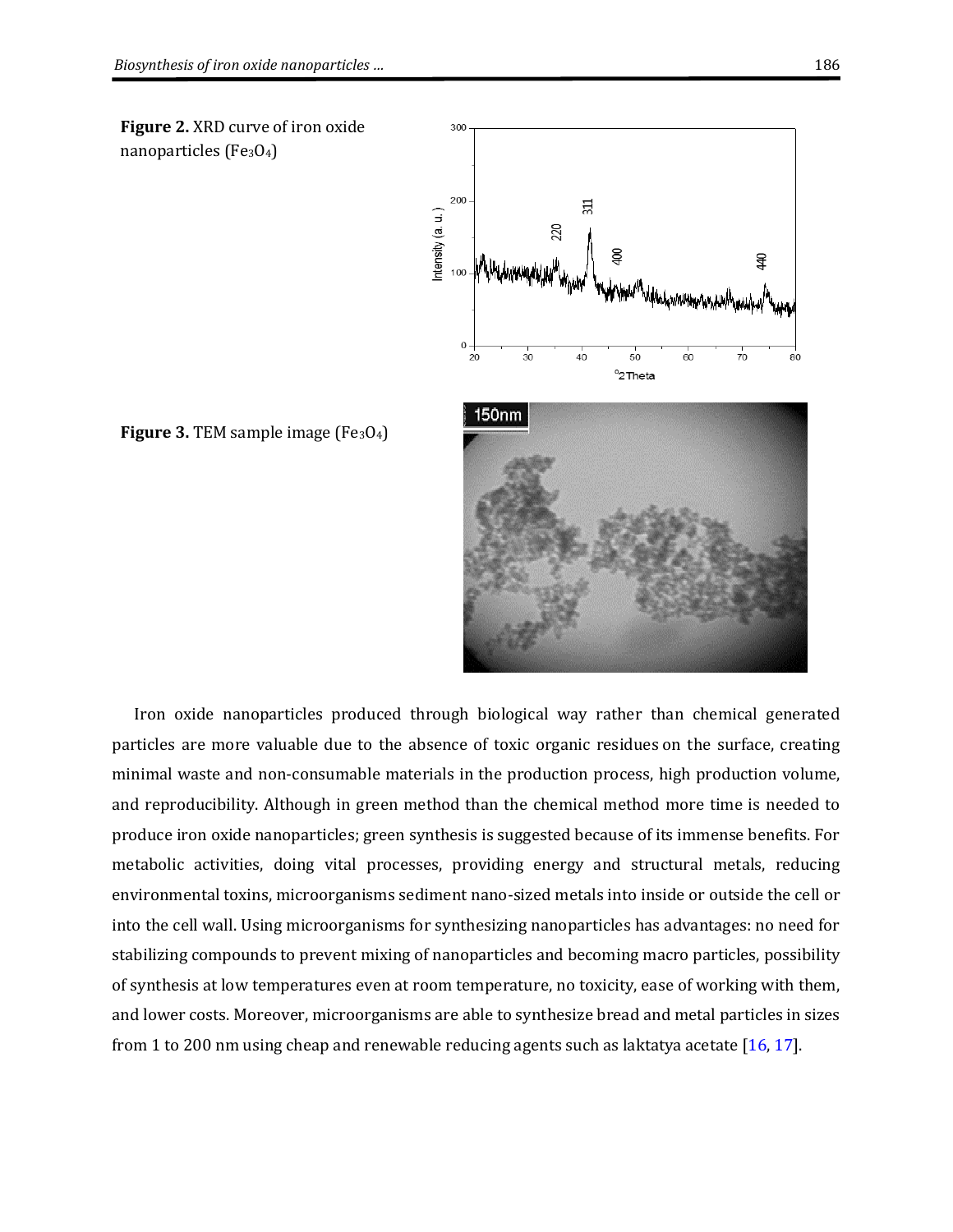**Figure 2.** XRD curve of iron oxide nanoparticles ($Fe_3O_4$)

**Figure 3.** TEM sample image ($Fe_3O_4$)

Iron oxide nanoparticles produced through biological way rather than chemical generated particles are more valuable due to the absence of toxic organic residues on the surface, creating minimal waste and non-consumable materials in the production process, high production volume, and reproducibility. Although in green method than the chemical method more time is needed to produce iron oxide nanoparticles; green synthesis is suggested because of its immense benefits. For metabolic activities, doing vital processes, providing energy and structural metals, reducing environmental toxins, microorganisms sediment nano-sized metals into inside or outside the cell or into the cell wall. Using microorganisms for synthesizing nanoparticles has advantages: no need for stabilizing compounds to prevent mixing of nanoparticles and becoming macro particles, possibility of synthesis at low temperatures even at room temperature, no toxicity, ease of working with them, and lower costs. Moreover, microorganisms are able to synthesize bread and metal particles in sizes from 1 to 200 nm using cheap and renewable reducing agents such as laktatya acetate [16, 17].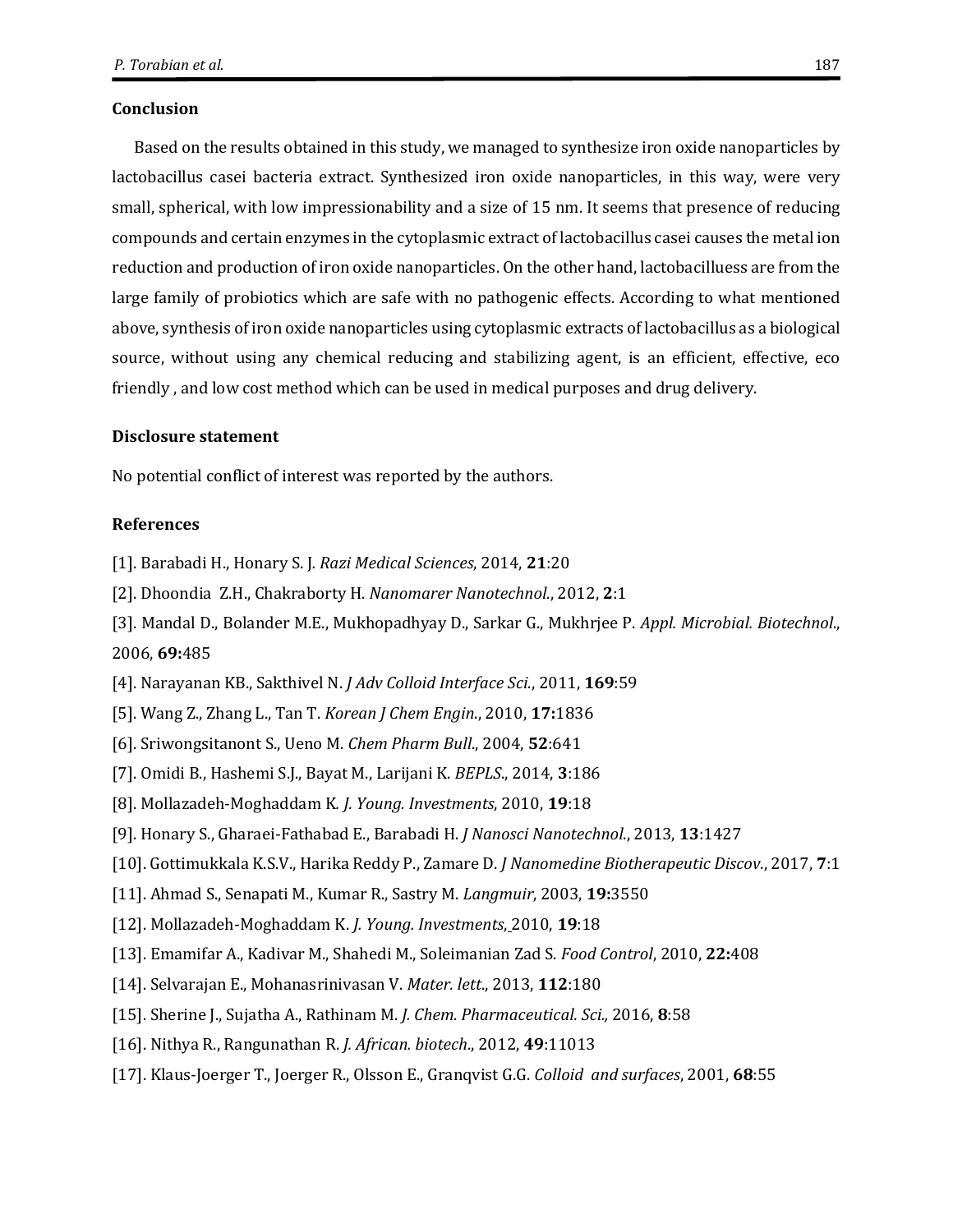## Conclusion

Based on the results obtained in this study, we managed to synthesize iron oxide nanoparticles by lactobacillus casei bacteria extract. Synthesized iron oxide nanoparticles, in this way, were very small, spherical, with low impressionability and a size of 15 nm. It seems that presence of reducing compounds and certain enzymes in the cytoplasmic extract of lactobacillus casei causes the metal ion reduction and production of iron oxide nanoparticles. On the other hand, lactobacilluess are from the large family of probiotics which are safe with no pathogenic effects. According to what mentioned above, synthesis of iron oxide nanoparticles using cytoplasmic extracts of lactobacillus as a biological source, without using any chemical reducing and stabilizing agent, is an efficient, effective, eco friendly , and low cost method which can be used in medical purposes and drug delivery.

## Disclosure statement

No potential conflict of interest was reported by the authors.

## References

[1]. Barabadi H., Honary S. J. *Razi Medical Sciences*, 2014, **21**:20

[2]. Dhoondia Z.H., Chakraborty H. *Nanomarer Nanotechnol.*, 2012, **2**:1

[3]. Mandal D., Bolander M.E., Mukhopadhyay D., Sarkar G., Mukhrjee P. *Appl. Microbial. Biotechnol.*, 2006, **69:**485

[4]. Narayanan KB., Sakthivel N. *J Adv Colloid Interface Sci.*, 2011, **169**:59

[5]. Wang Z., Zhang L., Tan T. *Korean J Chem Engin.*, 2010, **17:**1836

[6]. Sriwongsitanont S., Ueno M. *Chem Pharm Bull.*, 2004, **52**:641

[7]. Omidi B., Hashemi S.J., Bayat M., Larijani K. *BEPLS.*, 2014, **3**:186

[8]. Mollazadeh-Moghaddam K. *J. Young. Investments*, 2010, **19**:18

[9]. Honary S., Gharaei-Fathabad E., Barabadi H. *J Nanosci Nanotechnol.*, 2013, **13**:1427

[10]. Gottimukkala K.S.V., Harika Reddy P., Zamare D. *J Nanomedine Biotherapeutic Discov.*, 2017, **7**:1

[11]. Ahmad S., Senapati M., Kumar R., Sastry M. *Langmuir*, 2003, **19:**3550

[12]. Mollazadeh-Moghaddam K. *J. Young. Investments*, 2010, **19**:18

[13]. Emamifar A., Kadivar M., Shahedi M., Soleimanian Zad S. *Food Control*, 2010, **22:**408

[14]. Selvarajan E., Mohanasrinivasan V. *Mater. lett.*, 2013, **112**:180

[15]. Sherine J., Sujatha A., Rathinam M. *J. Chem. Pharmaceutical. Sci.,* 2016, **8**:58

[16]. Nithya R., Rangunathan R. *J. African. biotech.*, 2012, **49**:11013

[17]. Klaus-Joerger T., Joerger R., Olsson E., Granqvist G.G. *Colloid and surfaces*, 2001, **68**:55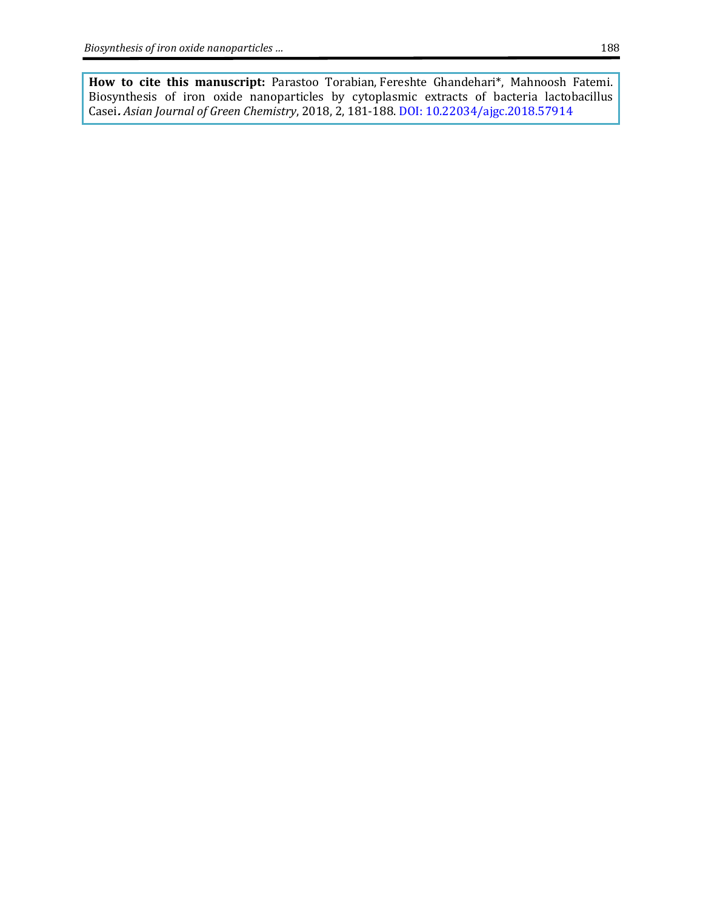**How to cite this manuscript:** Parastoo Torabian, Fereshte Ghandehari*, Mahnoosh Fatemi. Biosynthesis of iron oxide nanoparticles by cytoplasmic extracts of bacteria lactobacillus Casei. *Asian Journal of Green Chemistry*, 2018, 2, 181-188. DOI: 10.22034/ajgc.2018.57914